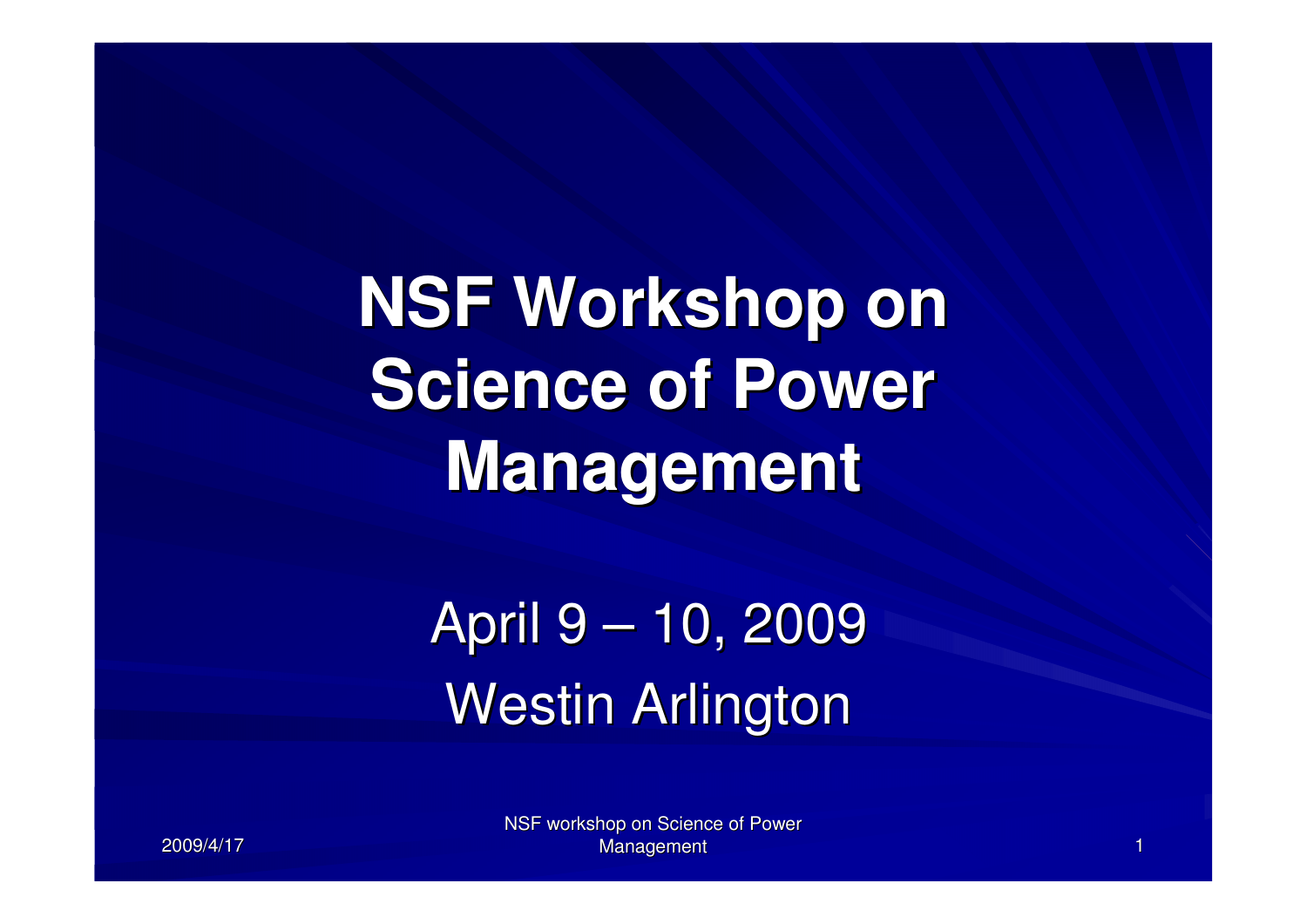# NSF Workshop on Science of Power Management

April 9 – 10, 2009

Westin Arlington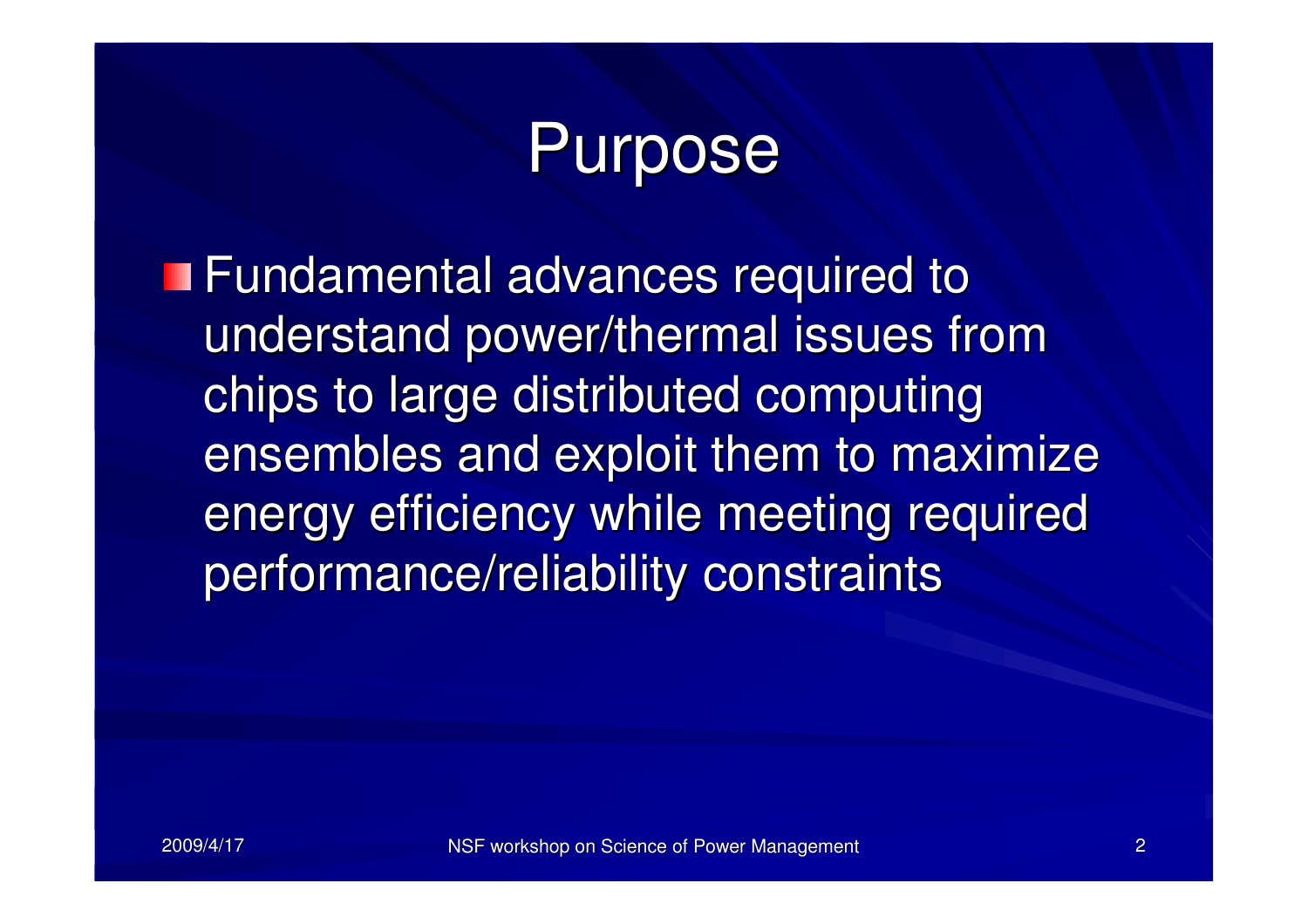# Purpose

- Fundamental advances required to understand power/thermal issues from chips to large distributed computing ensembles and exploit them to maximize energy efficiency while meeting required performance/reliability constraints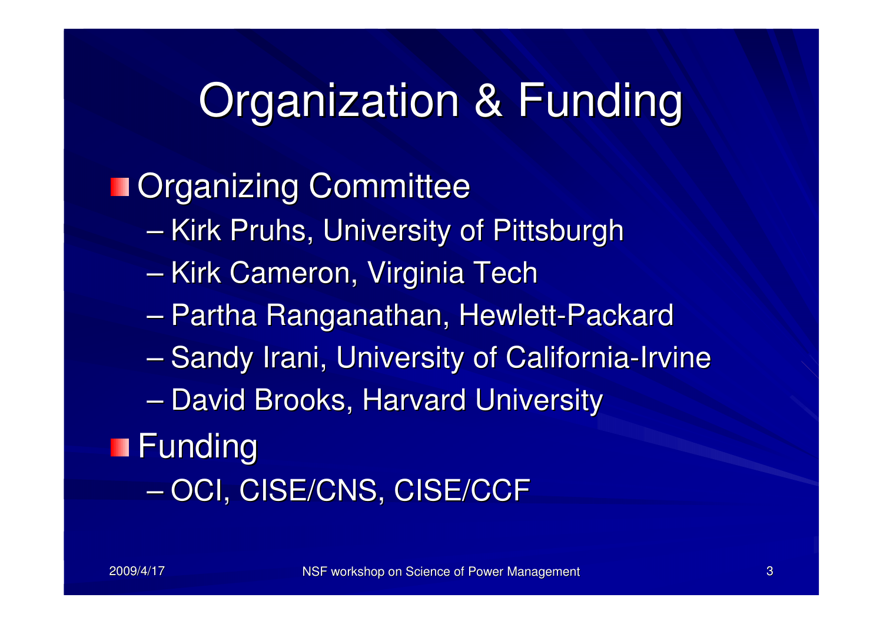# Organization & Funding

- Organizing Committee
  - Kirk Pruhs, University of Pittsburgh
  - Kirk Cameron, Virginia Tech
  - Partha Ranganathan, Hewlett-Packard
  - Sandy Irani, University of California-Irvine
  - David Brooks, Harvard University
- Funding
  - OCI, CISE/CNS, CISE/CCF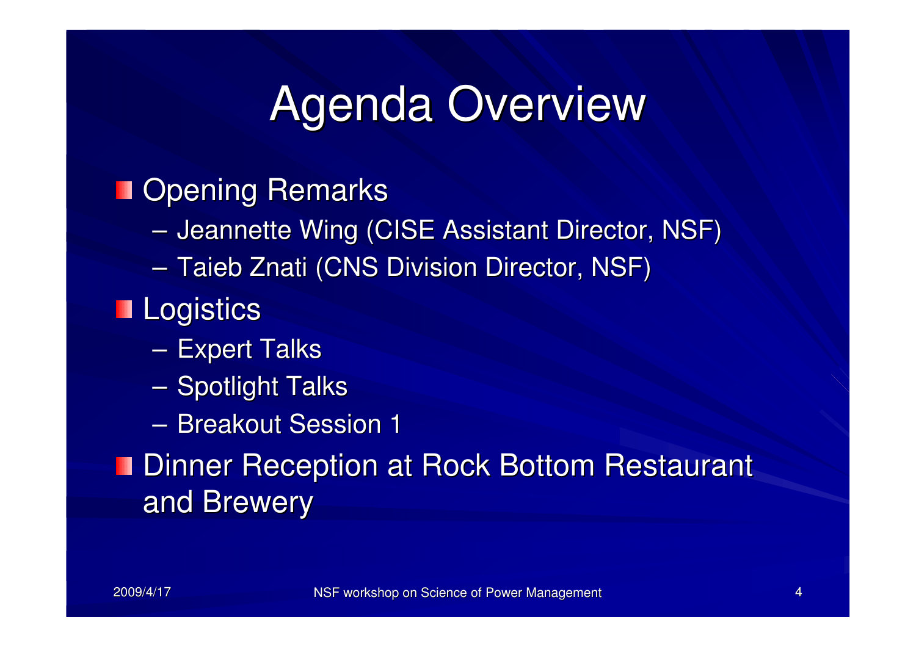# Agenda Overview

- Opening Remarks
  - Jeannette Wing (CISE Assistant Director, NSF)
  - Taieb Znati (CNS Division Director, NSF)
- Logistics
  - Expert Talks
  - Spotlight Talks
  - Breakout Session 1
- Dinner Reception at Rock Bottom Restaurant and Brewery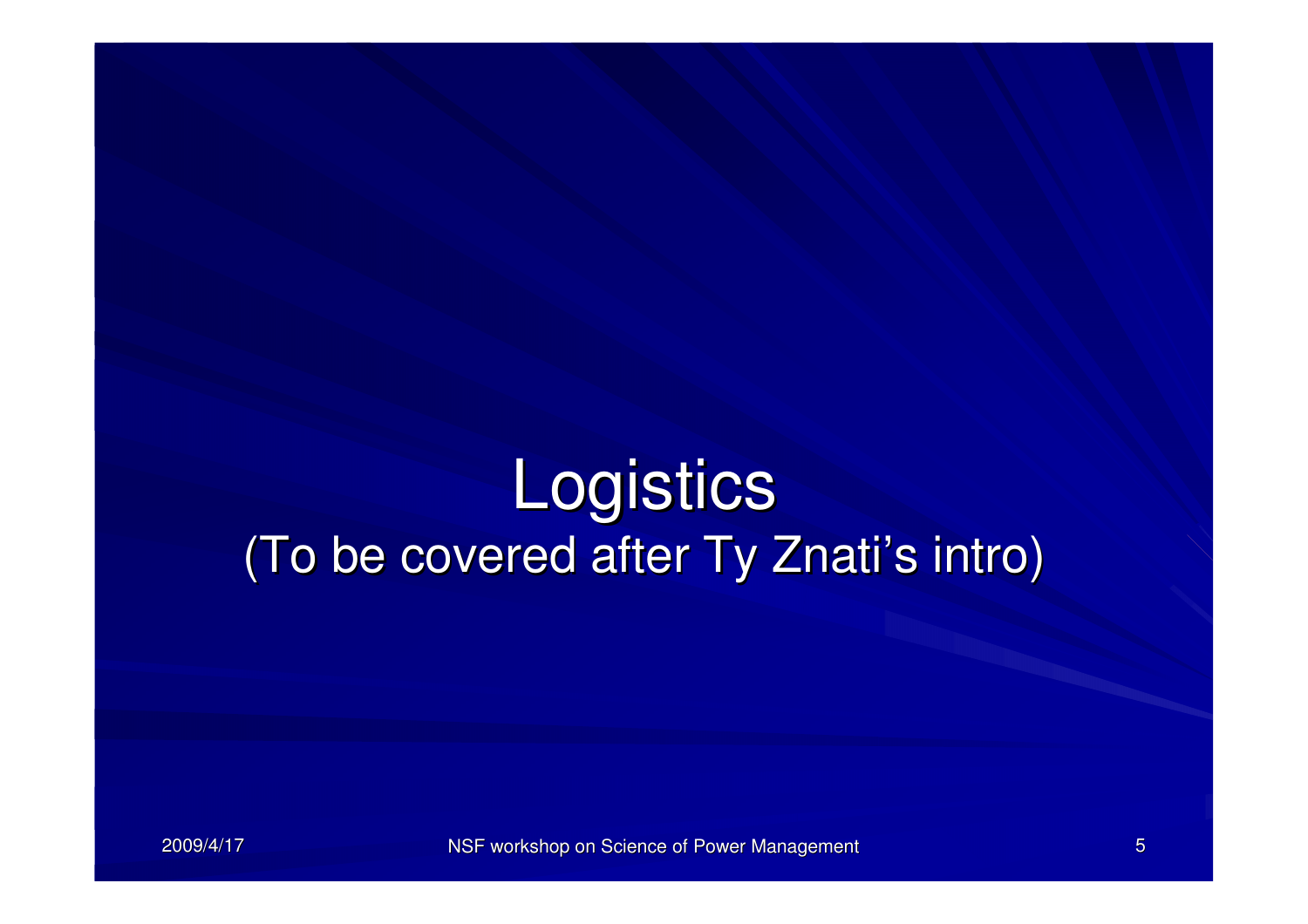# Logistics

(To be covered after Ty Znati's intro)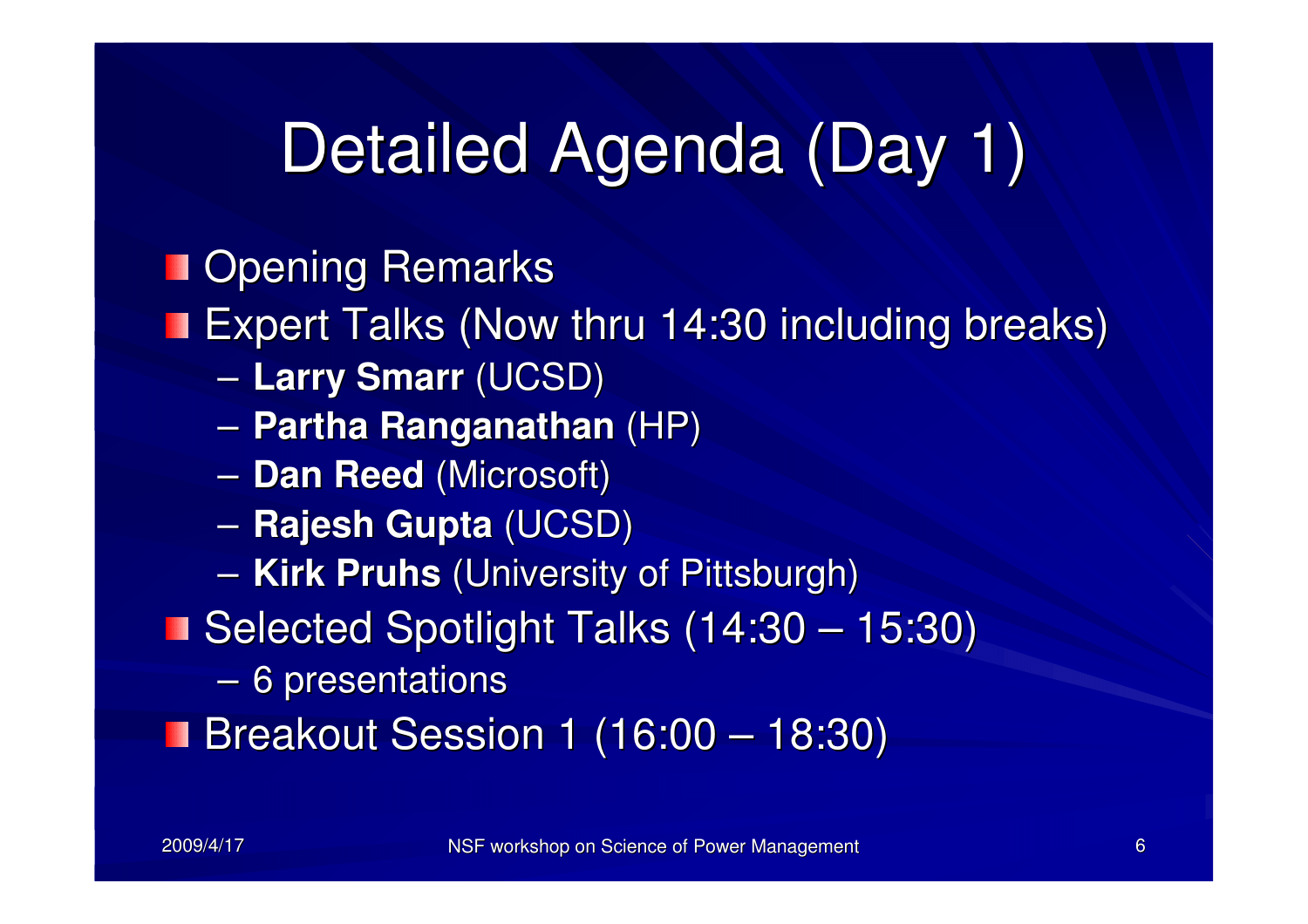# Detailed Agenda (Day 1)

- Opening Remarks
- Expert Talks (Now thru 14:30 including breaks)
  - **Larry Smarr** (UCSD)
  - **Partha Ranganathan** (HP)
  - **Dan Reed** (Microsoft)
  - **Rajesh Gupta** (UCSD)
  - **Kirk Pruhs** (University of Pittsburgh)
- Selected Spotlight Talks (14:30 – 15:30)
  - 6 presentations
- Breakout Session 1 (16:00 – 18:30)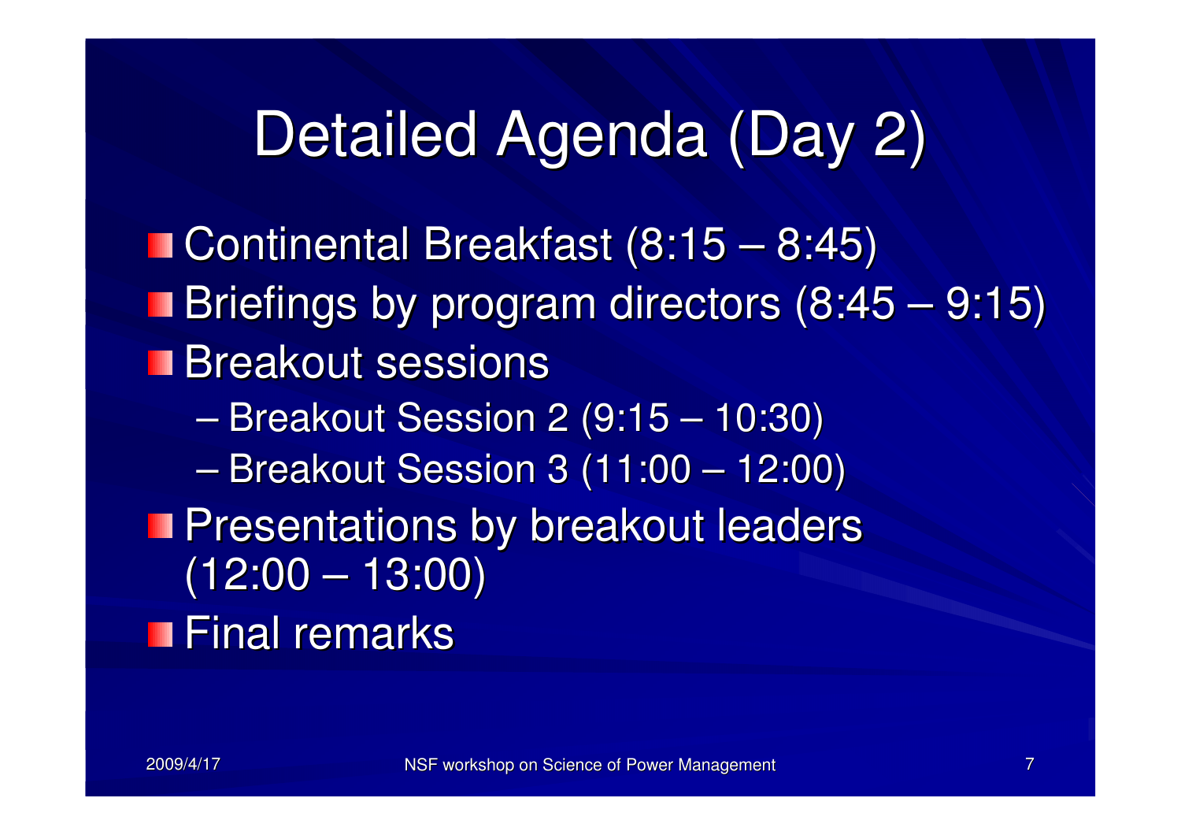# Detailed Agenda (Day 2)

- Continental Breakfast (8:15 – 8:45)
- Briefings by program directors (8:45 – 9:15)
- Breakout sessions
  - Breakout Session 2 (9:15 – 10:30)
  - Breakout Session 3 (11:00 – 12:00)
- Presentations by breakout leaders (12:00 – 13:00)
- Final remarks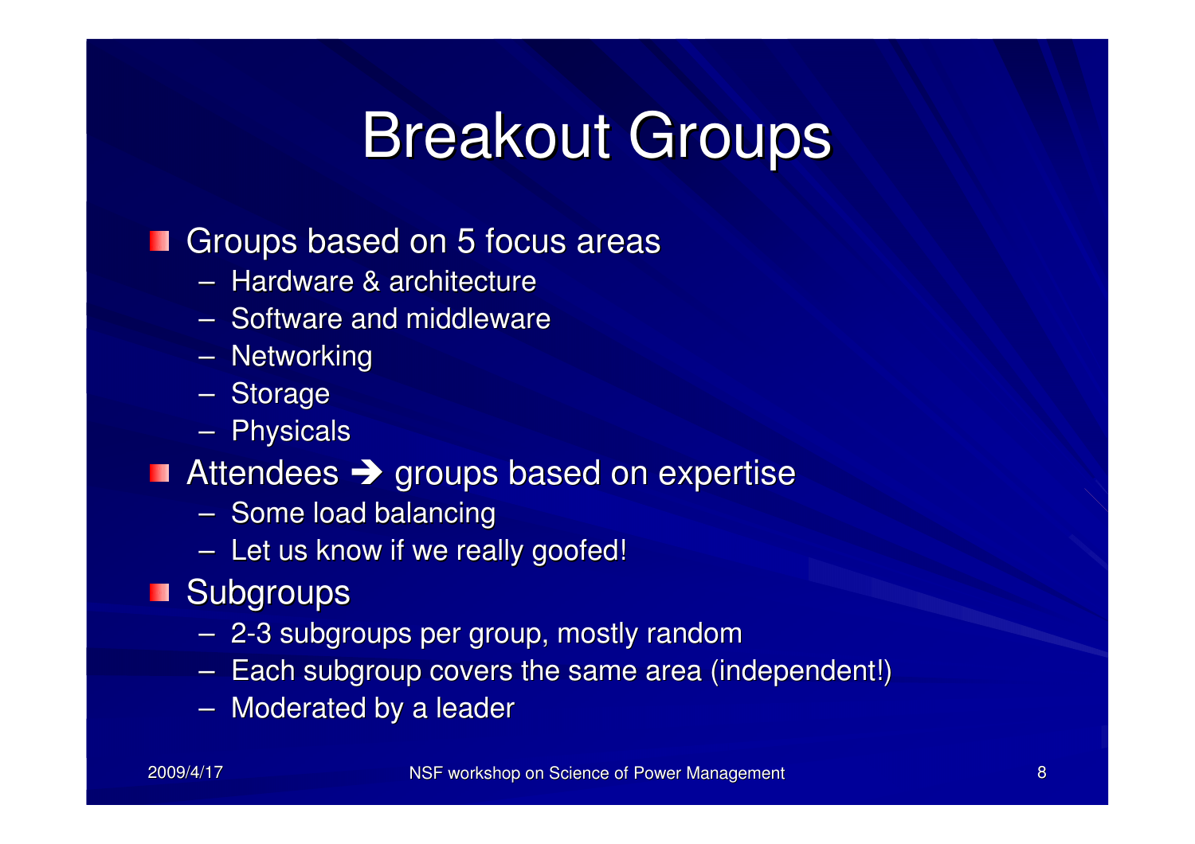# Breakout Groups

- Groups based on 5 focus areas
  - Hardware & architecture
  - Software and middleware
  - Networking
  - Storage
  - Physicals
- Attendees ➔ groups based on expertise
  - Some load balancing
  - Let us know if we really goofed!
- Subgroups
  - 2-3 subgroups per group, mostly random
  - Each subgroup covers the same area (independent!)
  - Moderated by a leader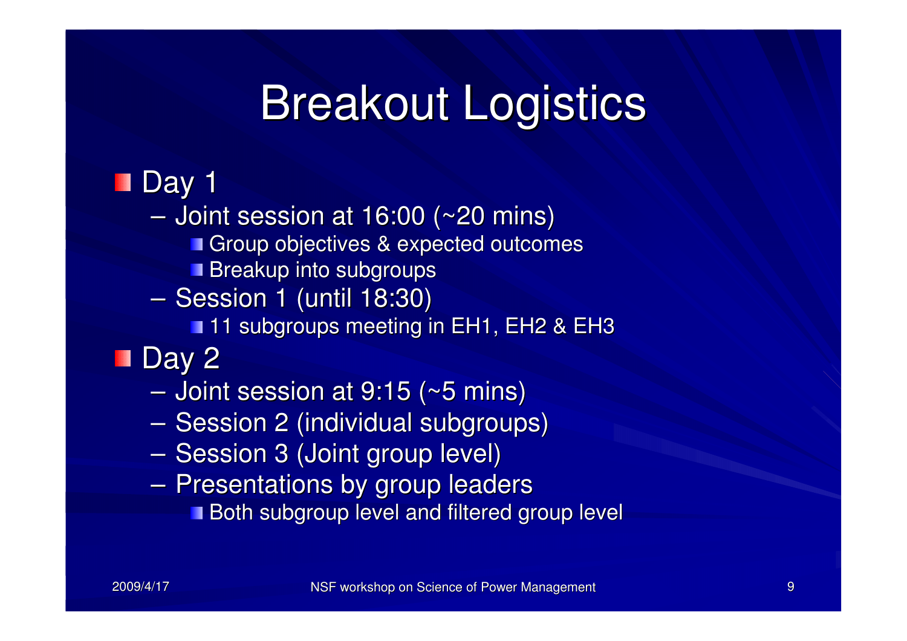# Breakout Logistics

- Day 1
  - Joint session at 16:00 (~20 mins)
    - Group objectives & expected outcomes
    - Breakup into subgroups
  - Session 1 (until 18:30)
    - 11 subgroups meeting in EH1, EH2 & EH3
- Day 2
  - Joint session at 9:15 (~5 mins)
  - Session 2 (individual subgroups)
  - Session 3 (Joint group level)
  - Presentations by group leaders
    - Both subgroup level and filtered group level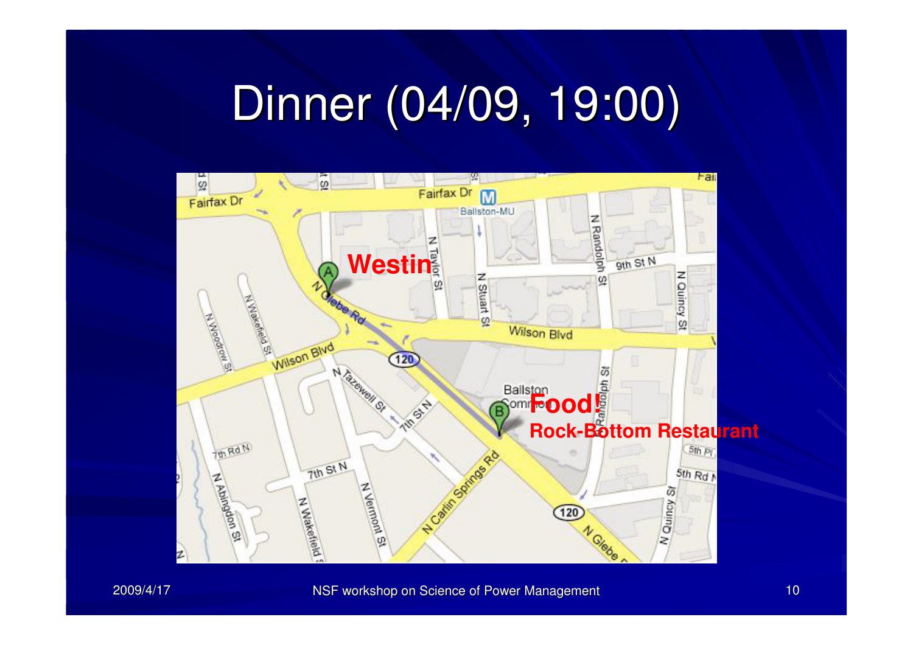# Dinner (04/09, 19:00)

Westin

Food!

Rock-Bottom Restaurant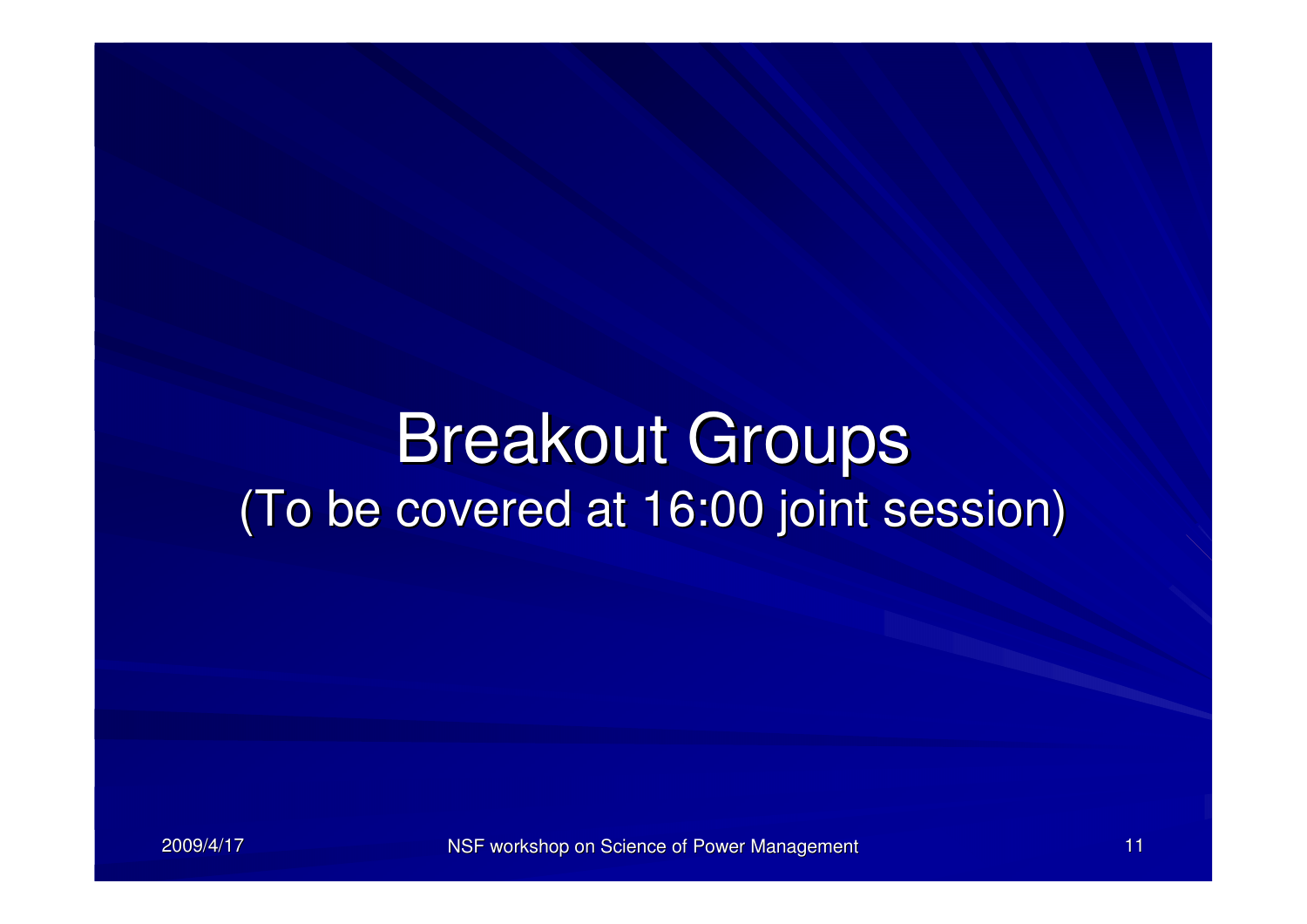# Breakout Groups

(To be covered at 16:00 joint session)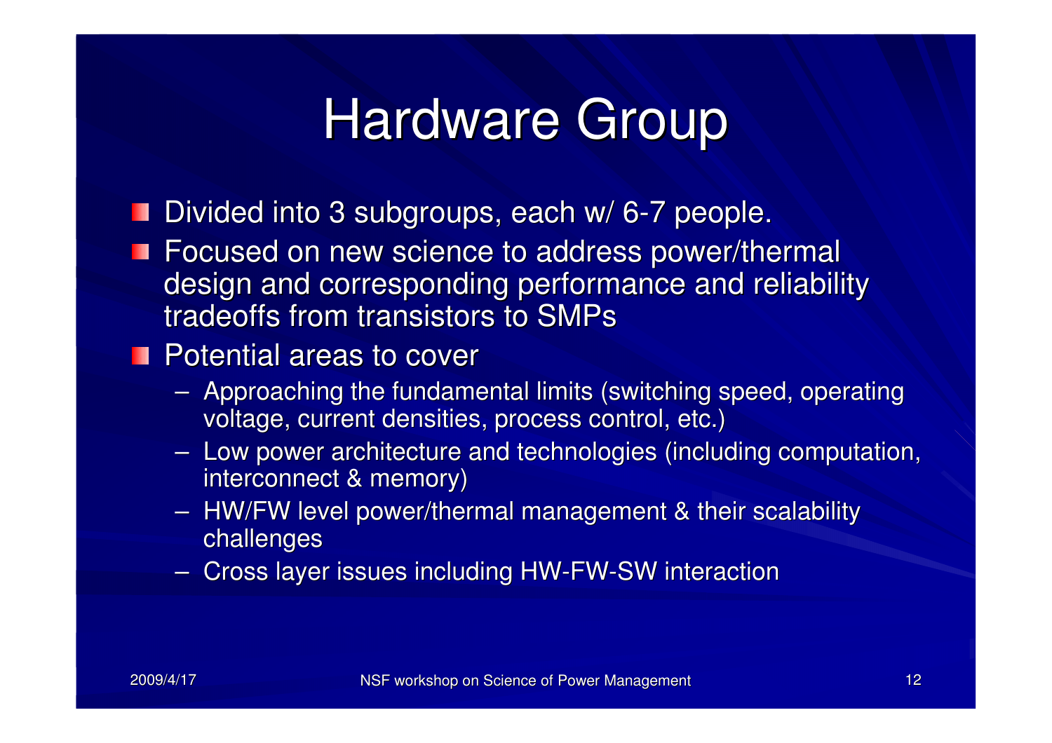# Hardware Group

- Divided into 3 subgroups, each w/ 6-7 people.
- Focused on new science to address power/thermal design and corresponding performance and reliability tradeoffs from transistors to SMPs
- Potential areas to cover
  - Approaching the fundamental limits (switching speed, operating voltage, current densities, process control, etc.)
  - Low power architecture and technologies (including computation, interconnect & memory)
  - HW/FW level power/thermal management & their scalability challenges
  - Cross layer issues including HW-FW-SW interaction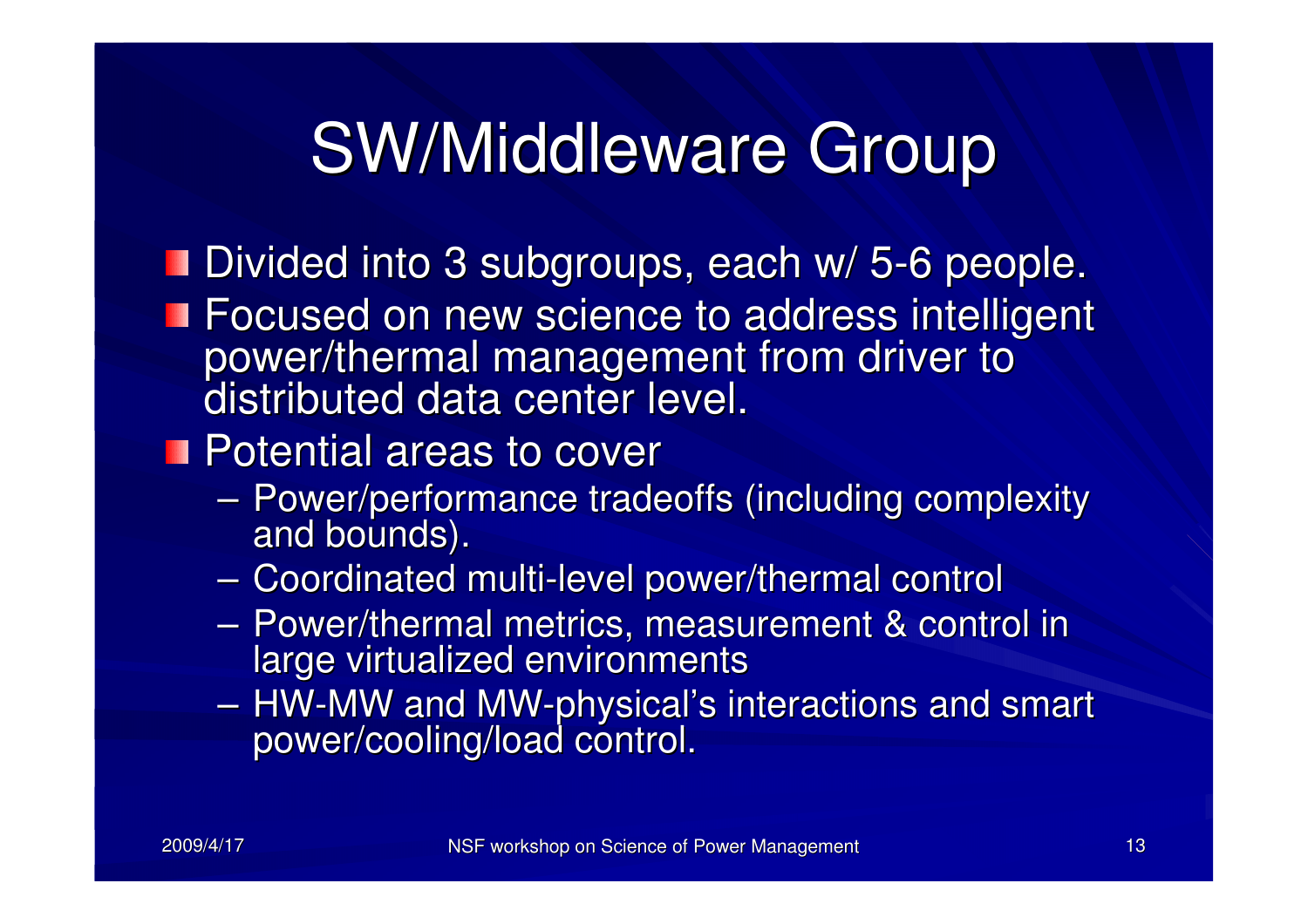# SW/Middleware Group

- Divided into 3 subgroups, each w/ 5-6 people.
- Focused on new science to address intelligent power/thermal management from driver to distributed data center level.
- Potential areas to cover
  - Power/performance tradeoffs (including complexity and bounds).
  - Coordinated multi-level power/thermal control
  - Power/thermal metrics, measurement & control in large virtualized environments
  - HW-MW and MW-physical's interactions and smart power/cooling/load control.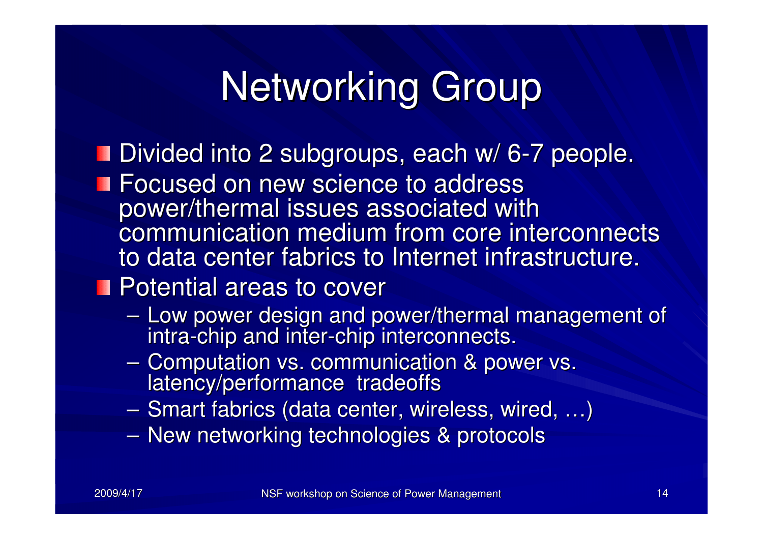# Networking Group

- Divided into 2 subgroups, each w/ 6-7 people.
- Focused on new science to address power/thermal issues associated with communication medium from core interconnects to data center fabrics to Internet infrastructure.
- Potential areas to cover
  - Low power design and power/thermal management of intra-chip and inter-chip interconnects.
  - Computation vs. communication & power vs. latency/performance tradeoffs
  - Smart fabrics (data center, wireless, wired, …)
  - New networking technologies & protocols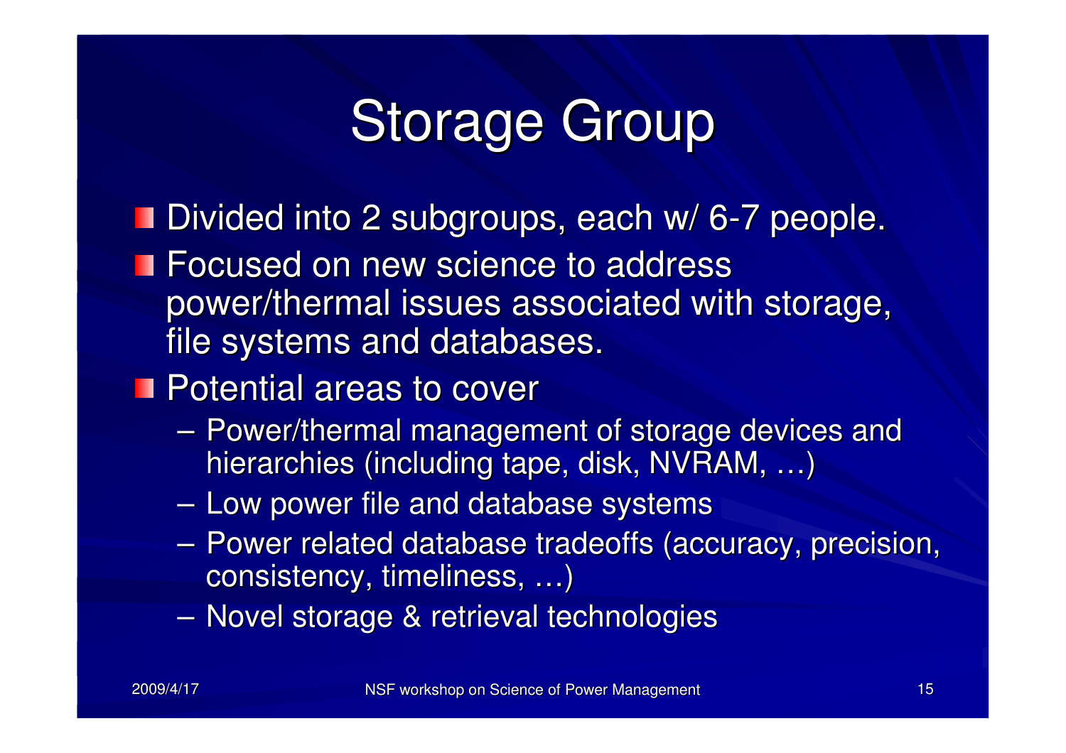# Storage Group

- Divided into 2 subgroups, each w/ 6-7 people.
- Focused on new science to address power/thermal issues associated with storage, file systems and databases.
- Potential areas to cover
  - Power/thermal management of storage devices and hierarchies (including tape, disk, NVRAM, …)
  - Low power file and database systems
  - Power related database tradeoffs (accuracy, precision, consistency, timeliness, …)
  - Novel storage & retrieval technologies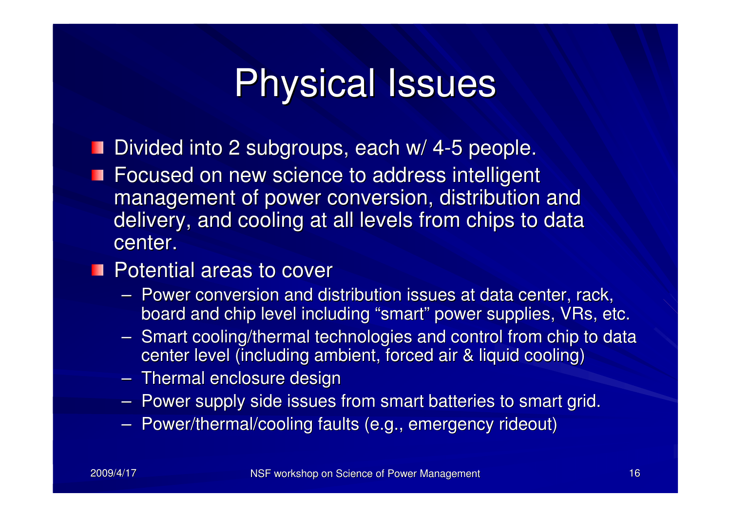# Physical Issues

- Divided into 2 subgroups, each w/ 4-5 people.
- Focused on new science to address intelligent management of power conversion, distribution and delivery, and cooling at all levels from chips to data center.
- Potential areas to cover
  - Power conversion and distribution issues at data center, rack, board and chip level including "smart" power supplies, VRs, etc.
  - Smart cooling/thermal technologies and control from chip to data center level (including ambient, forced air & liquid cooling)
  - Thermal enclosure design
  - Power supply side issues from smart batteries to smart grid.
  - Power/thermal/cooling faults (e.g., emergency rideout)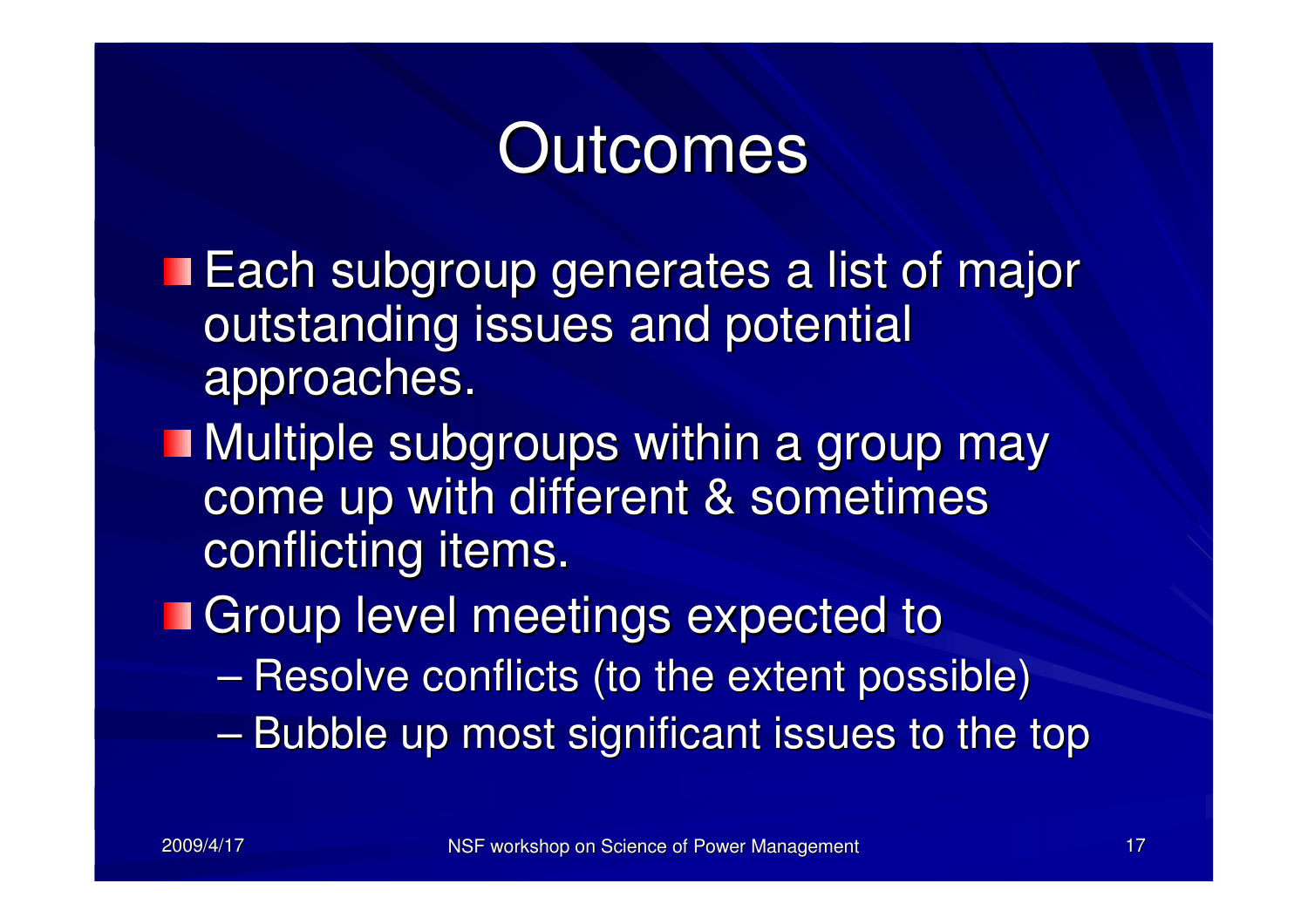# Outcomes

- Each subgroup generates a list of major outstanding issues and potential approaches.
- Multiple subgroups within a group may come up with different & sometimes conflicting items.
- Group level meetings expected to
  - Resolve conflicts (to the extent possible)
  - Bubble up most significant issues to the top